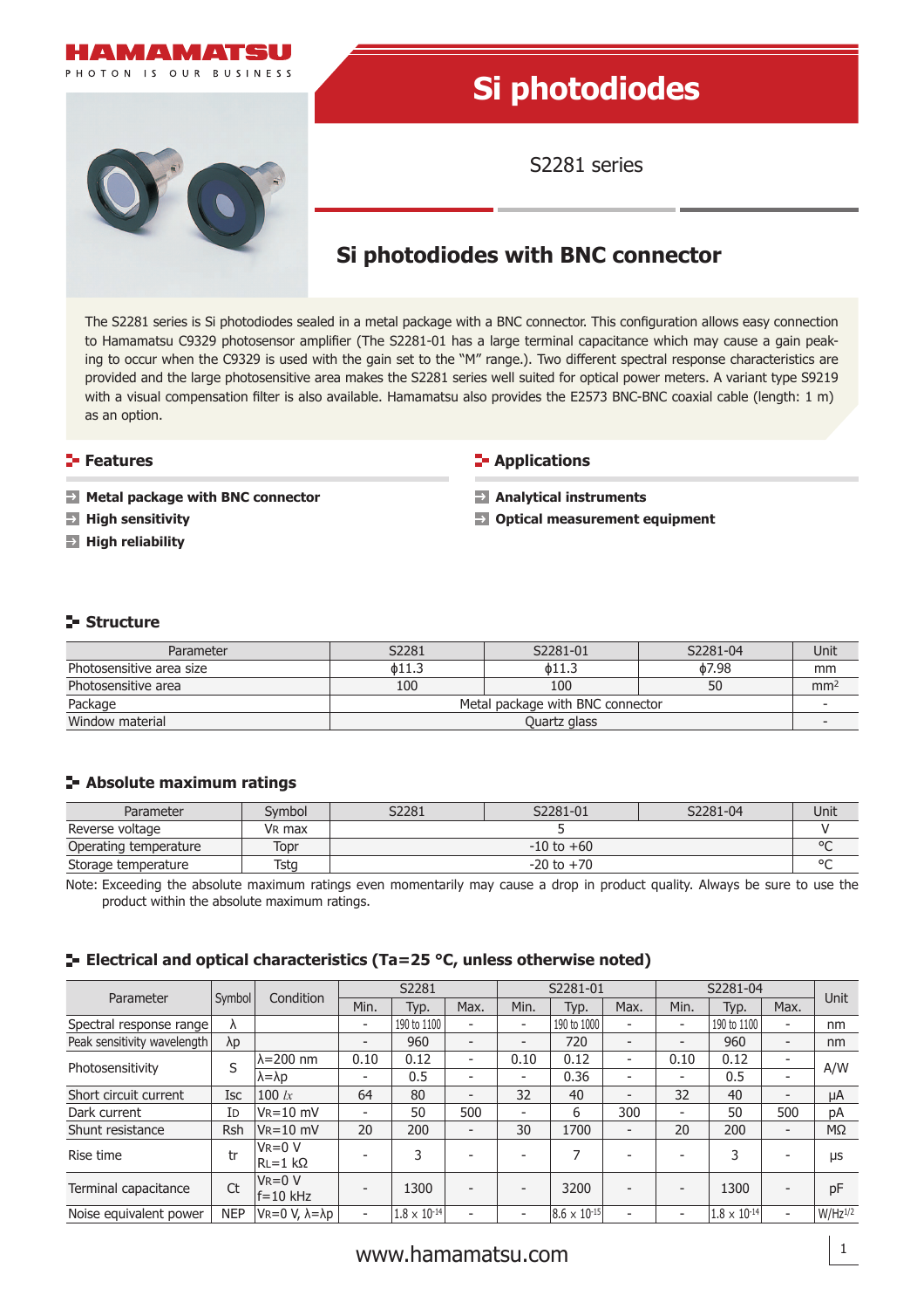# Si photodiodes

S2281 series

## Si photodiodes with BNC connector

The S2281 series is Si photodiodes sealed in a metal package with a BNC connector. This configuration allows easy connection to Hamamatsu C9329 photosensor amplifier (The S2281-01 has a large terminal capacitance which may cause a gain peaking to occur when the C9329 is used with the gain set to the "M" range.). Two different spectral response characteristics are provided and the large photosensitive area makes the S2281 series well suited for optical power meters. A variant type S9219 with a visual compensation filter is also available. Hamamatsu also provides the E2573 BNC-BNC coaxial cable (length: 1 m) as an option.

## Features

- **Metal package with BNC connector**
- **High sensitivity**
- **High reliability**

## Applications

- **Analytical instruments**
- **Optical measurement equipment**

## Structure

| Parameter | S2281 | S2281-01 | S2281-04 | Unit |
|---|---|---|---|---|
| Photosensitive area size | ϕ11.3 | ϕ11.3 | ϕ7.98 | mm |
| Photosensitive area | 100 | 100 | 50 | $mm^2$ |
| Package | Metal package with BNC connector | | | - |
| Window material | Quartz glass | | | - |

## Absolute maximum ratings

| Parameter | Symbol | S2281 | S2281-01 | S2281-04 | Unit |
|---|---|---|---|---|---|
| Reverse voltage | $V_R$ max | 5 | | | V |
| Operating temperature | Topr | -10 to +60 | | | °C |
| Storage temperature | Tstg | -20 to +70 | | | °C |

Note: Exceeding the absolute maximum ratings even momentarily may cause a drop in product quality. Always be sure to use the product within the absolute maximum ratings.

## Electrical and optical characteristics (Ta=25 °C, unless otherwise noted)

| Parameter | Symbol | Condition | S2281 | | | S2281-01 | | | S2281-04 | | | Unit |
|---|---|---|---|---|---|---|---|---|---|---|---|---|
| | | | Min. | Typ. | Max. | Min. | Typ. | Max. | Min. | Typ. | Max. | |
| Spectral response range | λ | | - | 190 to 1100 | - | - | 190 to 1000 | - | - | 190 to 1100 | - | nm |
| Peak sensitivity wavelength | λp | | - | 960 | - | - | 720 | - | - | 960 | - | nm |
| Photosensitivity | S | λ=200 nm | 0.10 | 0.12 | - | 0.10 | 0.12 | - | 0.10 | 0.12 | - | A/W |
| | | λ=λp | - | 0.5 | - | - | 0.36 | - | - | 0.5 | - | |
| Short circuit current | Isc | 100 *lx* | 64 | 80 | - | 32 | 40 | - | 32 | 40 | - | μA |
| Dark current | $I_D$ | $V_R$=10 mV | - | 50 | 500 | - | 6 | 300 | - | 50 | 500 | pA |
| Shunt resistance | Rsh | $V_R$=10 mV | 20 | 200 | - | 30 | 1700 | - | 20 | 200 | - | MΩ |
| Rise time | tr | $V_R$=0 V, $R_L$=1 kΩ | - | 3 | - | - | 7 | - | - | 3 | - | μs |
| Terminal capacitance | Ct | $V_R$=0 V, f=10 kHz | - | 1300 | - | - | 3200 | - | - | 1300 | - | pF |
| Noise equivalent power | NEP | $V_R$=0 V, λ=λp | - | $1.8 \times 10^{-14}$ | - | - | $8.6 \times 10^{-15}$ | - | - | $1.8 \times 10^{-14}$ | - | $W/Hz^{1/2}$ |

www.hamamatsu.com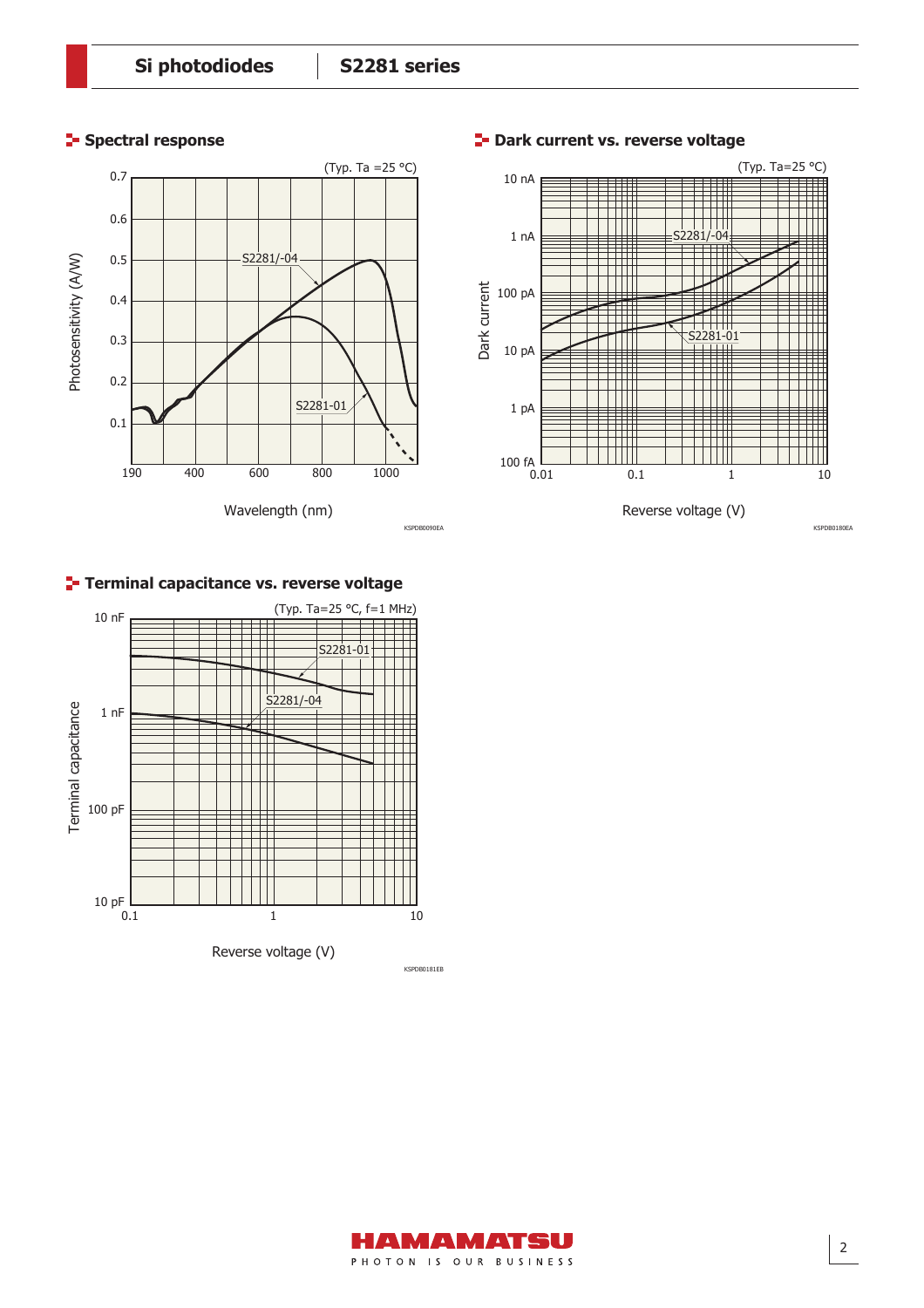## Spectral response

(Typ. Ta =25 °C)

Photosensitivity (A/W)

0.7, 0.6, 0.5, 0.4, 0.3, 0.2, 0.1

190, 400, 600, 800, 1000

Wavelength (nm)

S2281/-04

S2281-01

KSPDB0090EA

## Dark current vs. reverse voltage

(Typ. Ta=25 °C)

Dark current

10 nA, 1 nA, 100 pA, 10 pA, 1 pA, 100 fA

0.01, 0.1, 1, 10

Reverse voltage (V)

S2281/-04

S2281-01

KSPDB0180EA

## Terminal capacitance vs. reverse voltage

(Typ. Ta=25 °C, f=1 MHz)

Terminal capacitance

10 nF, 1 nF, 100 pF, 10 pF

0.1, 1, 10

Reverse voltage (V)

S2281-01

S2281/-04

KSPDB0181EB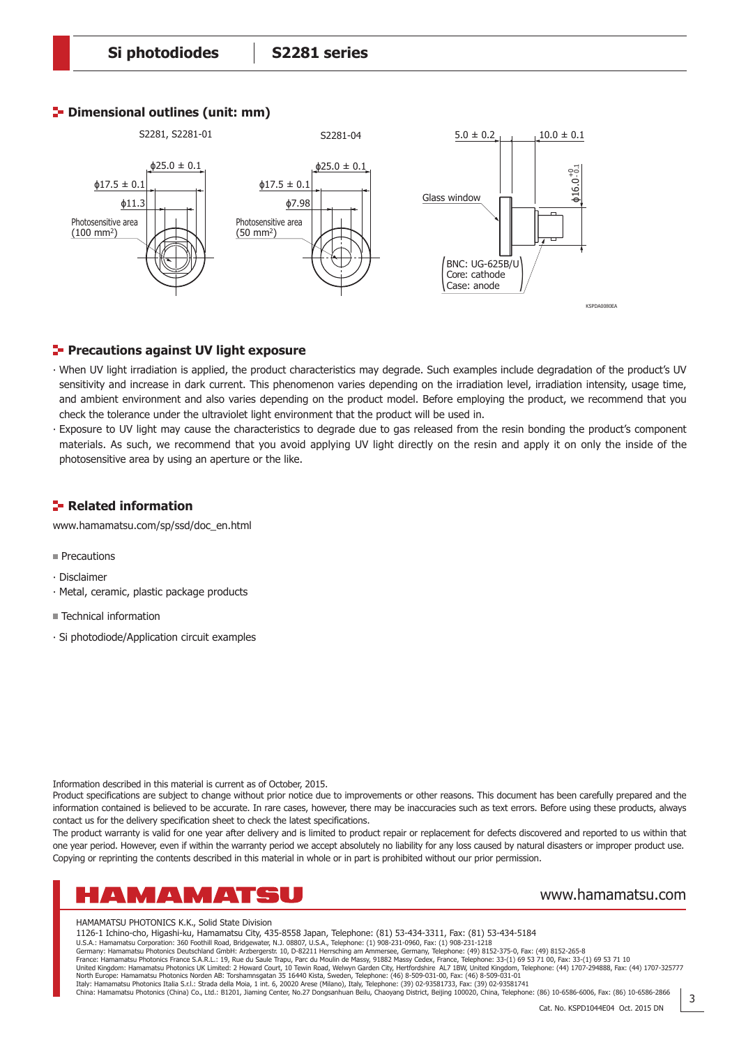## Dimensional outlines (unit: mm)

S2281, S2281-01

ϕ25.0 ± 0.1

ϕ17.5 ± 0.1

ϕ11.3

Photosensitive area (100 mm²)

S2281-04

ϕ25.0 ± 0.1

ϕ17.5 ± 0.1

ϕ7.98

Photosensitive area (50 mm²)

5.0 ± 0.2

10.0 ± 0.1

$\phi 16.0^{+0}_{-0.1}$

Glass window

BNC: UG-625B/U
Core: cathode
Case: anode

KSPDA0080EA

## Precautions against UV light exposure

- When UV light irradiation is applied, the product characteristics may degrade. Such examples include degradation of the product's UV sensitivity and increase in dark current. This phenomenon varies depending on the irradiation level, irradiation intensity, usage time, and ambient environment and also varies depending on the product model. Before employing the product, we recommend that you check the tolerance under the ultraviolet light environment that the product will be used in.
- Exposure to UV light may cause the characteristics to degrade due to gas released from the resin bonding the product's component materials. As such, we recommend that you avoid applying UV light directly on the resin and apply it on only the inside of the photosensitive area by using an aperture or the like.

## Related information

www.hamamatsu.com/sp/ssd/doc_en.html

■ Precautions

- Disclaimer
- Metal, ceramic, plastic package products

■ Technical information

- Si photodiode/Application circuit examples

Information described in this material is current as of October, 2015.
Product specifications are subject to change without prior notice due to improvements or other reasons. This document has been carefully prepared and the information contained is believed to be accurate. In rare cases, however, there may be inaccuracies such as text errors. Before using these products, always contact us for the delivery specification sheet to check the latest specifications.
The product warranty is valid for one year after delivery and is limited to product repair or replacement for defects discovered and reported to us within that one year period. However, even if within the warranty period we accept absolutely no liability for any loss caused by natural disasters or improper product use.
Copying or reprinting the contents described in this material in whole or in part is prohibited without our prior permission.

HAMAMATSU

www.hamamatsu.com

HAMAMATSU PHOTONICS K.K., Solid State Division
1126-1 Ichino-cho, Higashi-ku, Hamamatsu City, 435-8558 Japan, Telephone: (81) 53-434-3311, Fax: (81) 53-434-5184
U.S.A.: Hamamatsu Corporation: 360 Foothill Road, Bridgewater, N.J. 08807, U.S.A., Telephone: (1) 908-231-0960, Fax: (1) 908-231-1218
Germany: Hamamatsu Photonics Deutschland GmbH: Arzbergerstr. 10, D-82211 Herrsching am Ammersee, Germany, Telephone: (49) 8152-375-0, Fax: (49) 8152-265-8
France: Hamamatsu Photonics France S.A.R.L.: 19, Rue du Saule Trapu, Parc du Moulin de Massy, 91882 Massy Cedex, France, Telephone: 33-(1) 69 53 71 00, Fax: 33-(1) 69 53 71 10
United Kingdom: Hamamatsu Photonics UK Limited: 2 Howard Court, 10 Tewin Road, Welwyn Garden City, Hertfordshire AL7 1BW, United Kingdom, Telephone: (44) 1707-294888, Fax: (44) 1707-325777
North Europe: Hamamatsu Photonics Norden AB: Torshamnsgatan 35 16440 Kista, Sweden, Telephone: (46) 8-509-031-00, Fax: (46) 8-509-031-01
Italy: Hamamatsu Photonics Italia S.r.l.: Strada della Moia, 1 int. 6, 20020 Arese (Milano), Italy, Telephone: (39) 02-93581733, Fax: (39) 02-93581741
China: Hamamatsu Photonics (China) Co., Ltd.: B1201, Jiaming Center, No.27 Dongsanhuan Beilu, Chaoyang District, Beijing 100020, China, Telephone: (86) 10-6586-6006, Fax: (86) 10-6586-2866

Cat. No. KSPD1044E04 Oct. 2015 DN